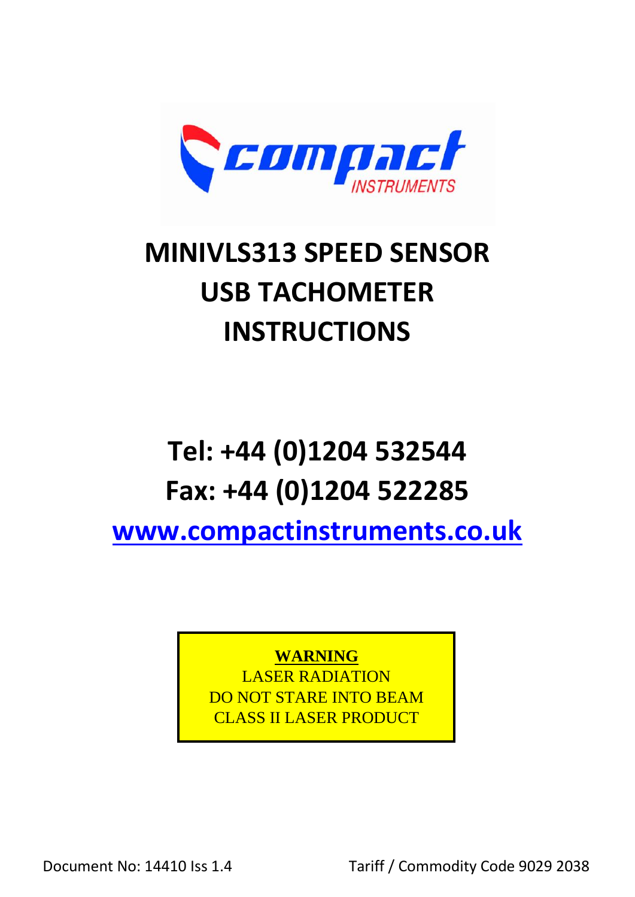compact INSTRUMENTS

# MINIVLS313 SPEED SENSOR USB TACHOMETER INSTRUCTIONS

## Tel: +44 (0)1204 532544
## Fax: +44 (0)1204 522285

## www.compactinstruments.co.uk

**WARNING**
LASER RADIATION
DO NOT STARE INTO BEAM
CLASS II LASER PRODUCT

Document No: 14410 Iss 1.4

Tariff / Commodity Code 9029 2038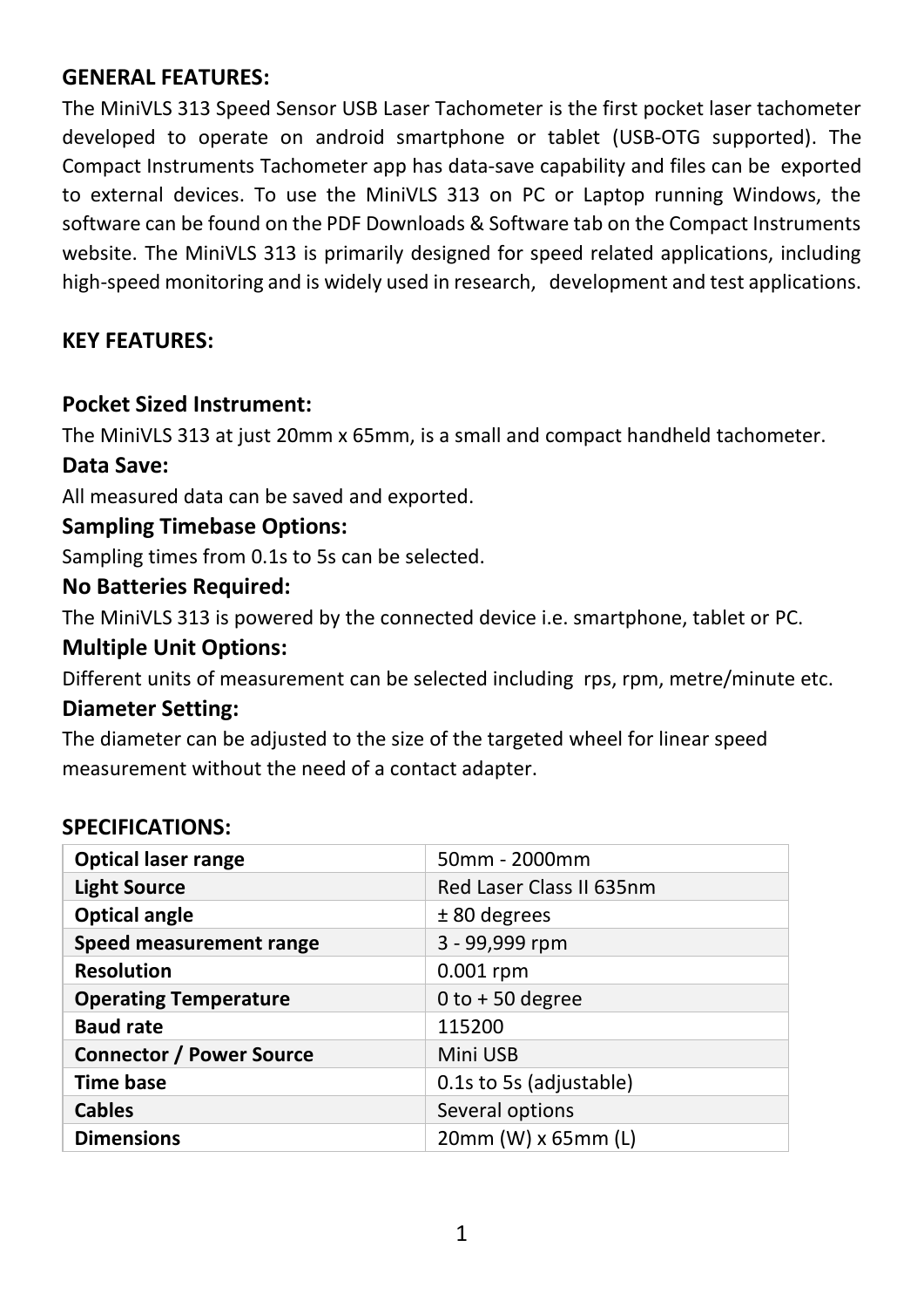## GENERAL FEATURES:

The MiniVLS 313 Speed Sensor USB Laser Tachometer is the first pocket laser tachometer developed to operate on android smartphone or tablet (USB-OTG supported). The Compact Instruments Tachometer app has data-save capability and files can be exported to external devices. To use the MiniVLS 313 on PC or Laptop running Windows, the software can be found on the PDF Downloads & Software tab on the Compact Instruments website. The MiniVLS 313 is primarily designed for speed related applications, including high-speed monitoring and is widely used in research, development and test applications.

## KEY FEATURES:

### Pocket Sized Instrument:

The MiniVLS 313 at just 20mm x 65mm, is a small and compact handheld tachometer.

### Data Save:

All measured data can be saved and exported.

### Sampling Timebase Options:

Sampling times from 0.1s to 5s can be selected.

### No Batteries Required:

The MiniVLS 313 is powered by the connected device i.e. smartphone, tablet or PC.

### Multiple Unit Options:

Different units of measurement can be selected including rps, rpm, metre/minute etc.

### Diameter Setting:

The diameter can be adjusted to the size of the targeted wheel for linear speed measurement without the need of a contact adapter.

## SPECIFICATIONS:

| | |
|---|---|
| **Optical laser range** | 50mm - 2000mm |
| **Light Source** | Red Laser Class II 635nm |
| **Optical angle** | ± 80 degrees |
| **Speed measurement range** | 3 - 99,999 rpm |
| **Resolution** | 0.001 rpm |
| **Operating Temperature** | 0 to + 50 degree |
| **Baud rate** | 115200 |
| **Connector / Power Source** | Mini USB |
| **Time base** | 0.1s to 5s (adjustable) |
| **Cables** | Several options |
| **Dimensions** | 20mm (W) x 65mm (L) |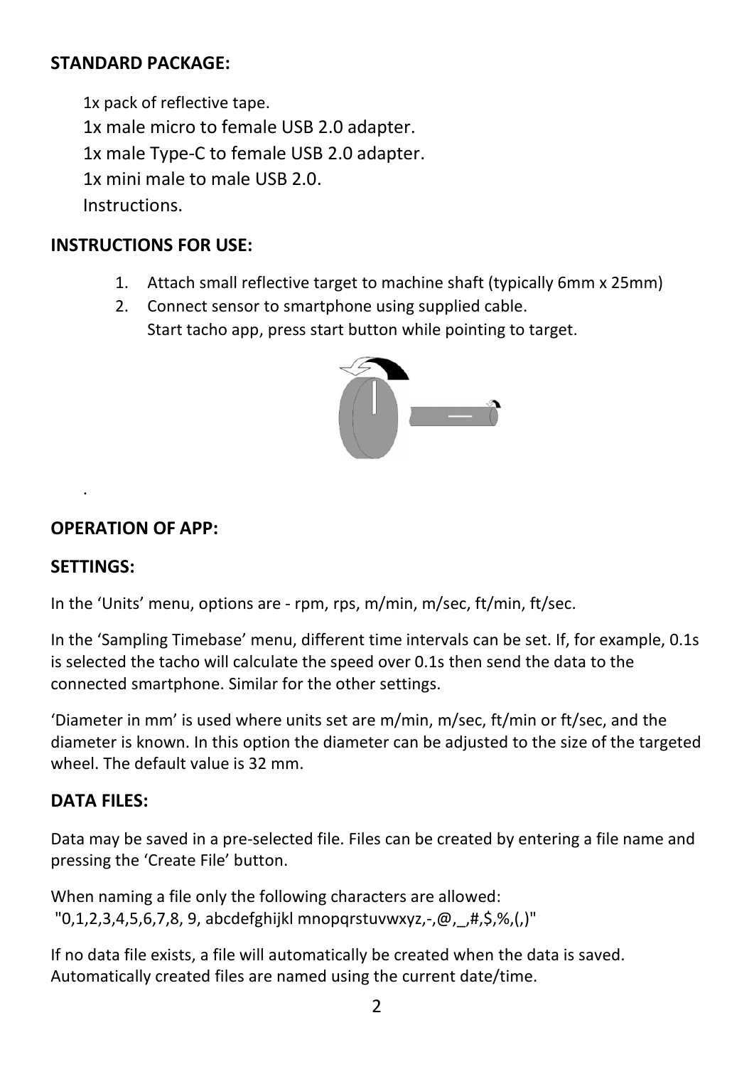**STANDARD PACKAGE:**

1x pack of reflective tape.
1x male micro to female USB 2.0 adapter.
1x male Type-C to female USB 2.0 adapter.
1x mini male to male USB 2.0.
Instructions.

**INSTRUCTIONS FOR USE:**

1. Attach small reflective target to machine shaft (typically 6mm x 25mm)
2. Connect sensor to smartphone using supplied cable.
   Start tacho app, press start button while pointing to target.

.

**OPERATION OF APP:**

**SETTINGS:**

In the 'Units' menu, options are - rpm, rps, m/min, m/sec, ft/min, ft/sec.

In the 'Sampling Timebase' menu, different time intervals can be set. If, for example, 0.1s is selected the tacho will calculate the speed over 0.1s then send the data to the connected smartphone. Similar for the other settings.

'Diameter in mm' is used where units set are m/min, m/sec, ft/min or ft/sec, and the diameter is known. In this option the diameter can be adjusted to the size of the targeted wheel. The default value is 32 mm.

**DATA FILES:**

Data may be saved in a pre-selected file. Files can be created by entering a file name and pressing the 'Create File' button.

When naming a file only the following characters are allowed:
"0,1,2,3,4,5,6,7,8, 9, abcdefghijkl mnopqrstuvwxyz,-,@,_,#,$,%,(,)"

If no data file exists, a file will automatically be created when the data is saved. Automatically created files are named using the current date/time.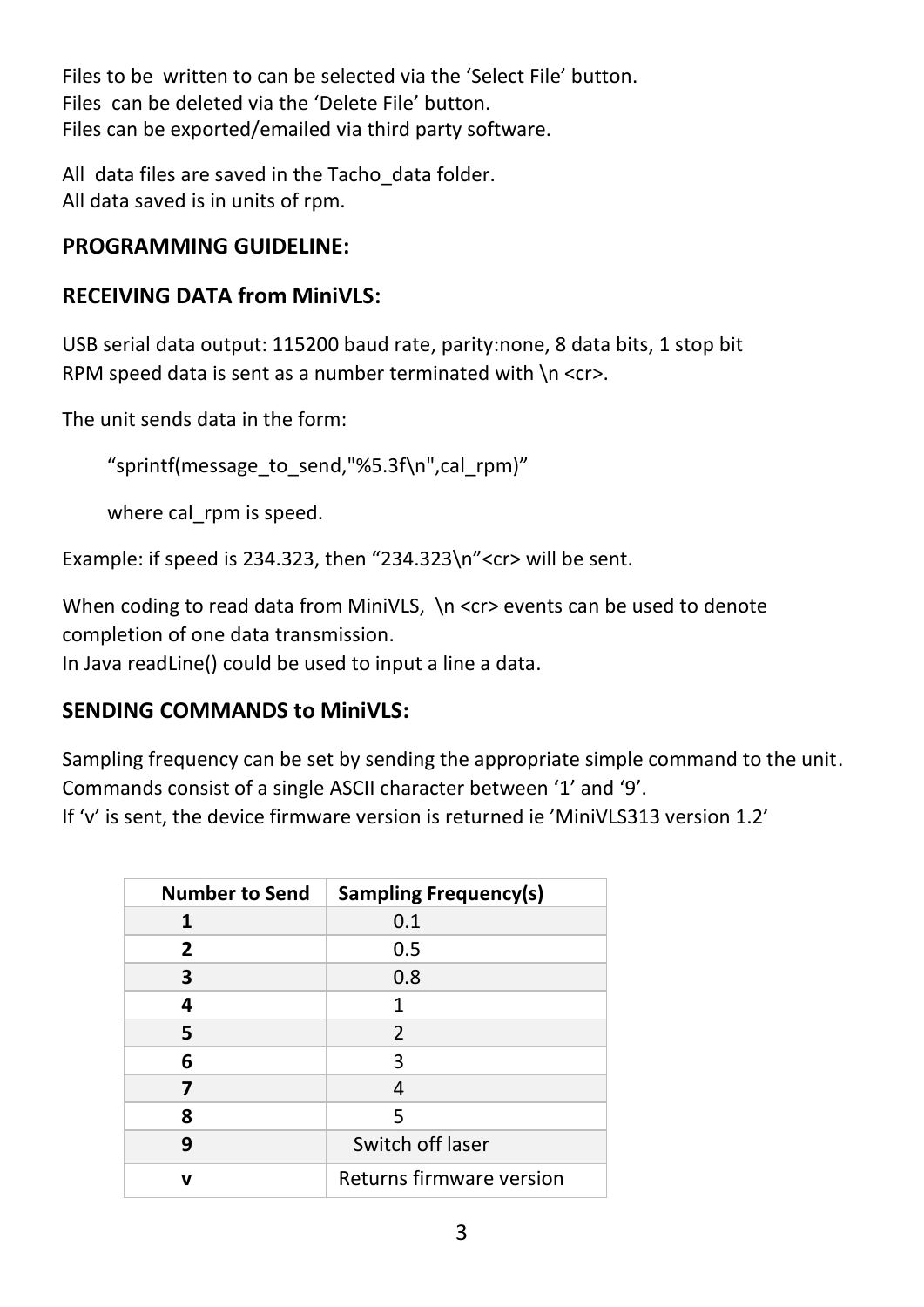Files to be  written to can be selected via the ‘Select File’ button.
Files  can be deleted via the ‘Delete File’ button.
Files can be exported/emailed via third party software.

All  data files are saved in the Tacho_data folder.
All data saved is in units of rpm.

## PROGRAMMING GUIDELINE:

## RECEIVING DATA from MiniVLS:

USB serial data output: 115200 baud rate, parity:none, 8 data bits, 1 stop bit
RPM speed data is sent as a number terminated with \n <cr>.

The unit sends data in the form:

“sprintf(message_to_send,"%5.3f\n",cal_rpm)”

where cal_rpm is speed.

Example: if speed is 234.323, then “234.323\n”<cr> will be sent.

When coding to read data from MiniVLS,  \n <cr> events can be used to denote completion of one data transmission.
In Java readLine() could be used to input a line a data.

## SENDING COMMANDS to MiniVLS:

Sampling frequency can be set by sending the appropriate simple command to the unit.
Commands consist of a single ASCII character between ‘1’ and ‘9’.
If ‘v’ is sent, the device firmware version is returned ie ’MiniVLS313 version 1.2’

| Number to Send | Sampling Frequency(s) |
|---|---|
| **1** | 0.1 |
| **2** | 0.5 |
| **3** | 0.8 |
| **4** | 1 |
| **5** | 2 |
| **6** | 3 |
| **7** | 4 |
| **8** | 5 |
| **9** | Switch off laser |
| **v** | Returns firmware version |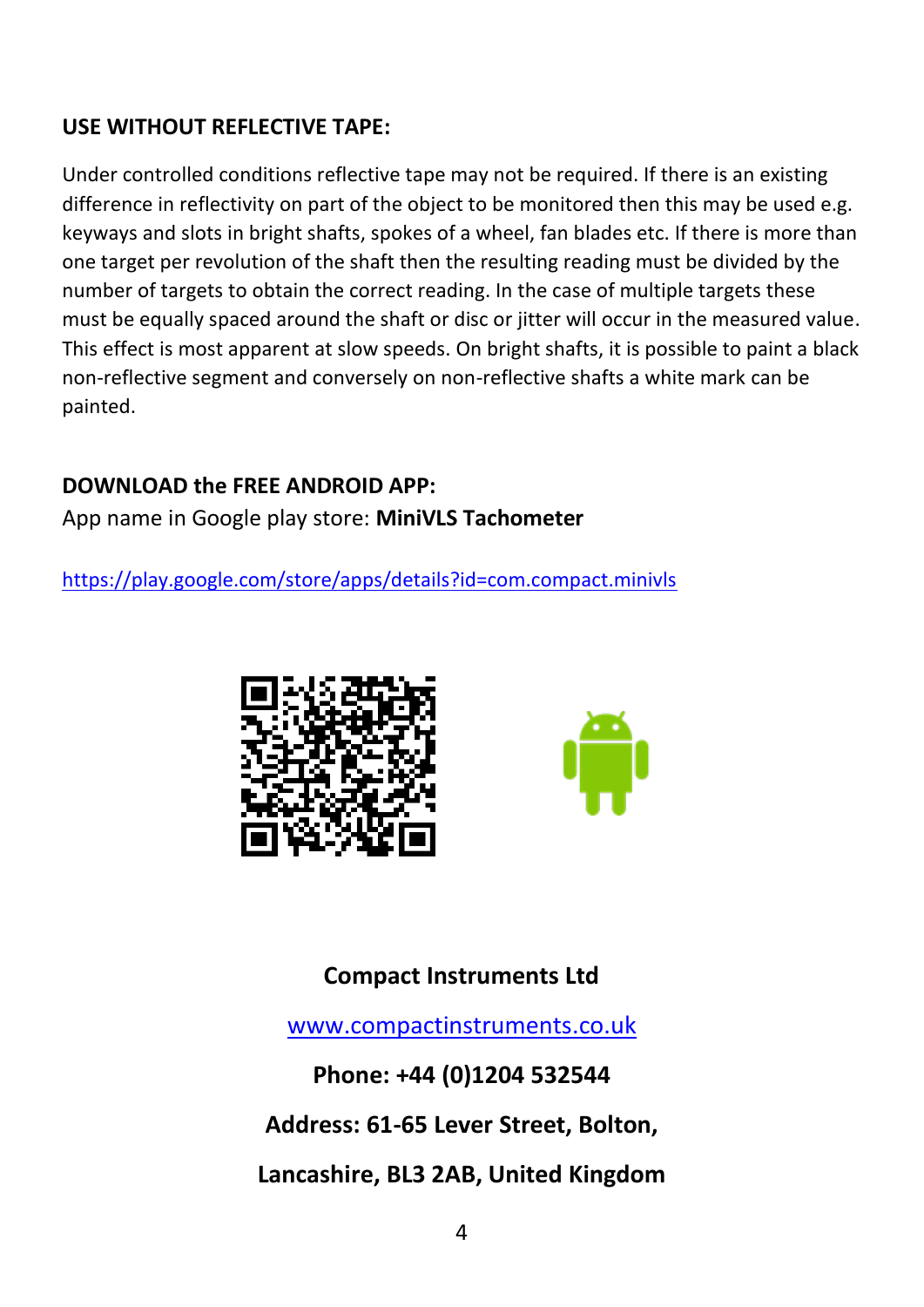## USE WITHOUT REFLECTIVE TAPE:

Under controlled conditions reflective tape may not be required. If there is an existing difference in reflectivity on part of the object to be monitored then this may be used e.g. keyways and slots in bright shafts, spokes of a wheel, fan blades etc. If there is more than one target per revolution of the shaft then the resulting reading must be divided by the number of targets to obtain the correct reading. In the case of multiple targets these must be equally spaced around the shaft or disc or jitter will occur in the measured value. This effect is most apparent at slow speeds. On bright shafts, it is possible to paint a black non-reflective segment and conversely on non-reflective shafts a white mark can be painted.

## DOWNLOAD the FREE ANDROID APP:

App name in Google play store: **MiniVLS Tachometer**

https://play.google.com/store/apps/details?id=com.compact.minivls

**Compact Instruments Ltd**

www.compactinstruments.co.uk

**Phone: +44 (0)1204 532544**

**Address: 61-65 Lever Street, Bolton,**

**Lancashire, BL3 2AB, United Kingdom**